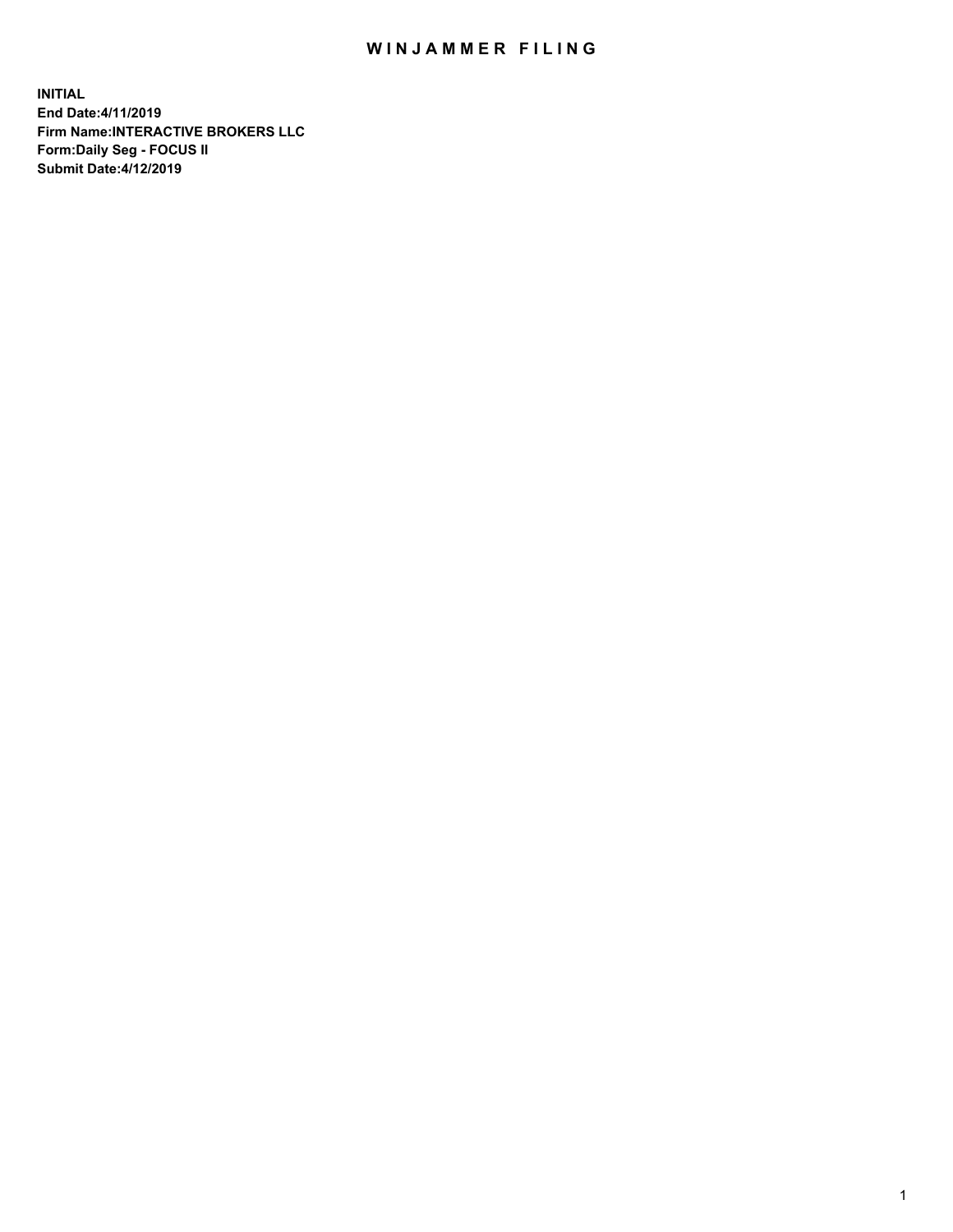# WINJAMMER FILING

**INITIAL**
**End Date:4/11/2019**
**Firm Name:INTERACTIVE BROKERS LLC**
**Form:Daily Seg - FOCUS II**
**Submit Date:4/12/2019**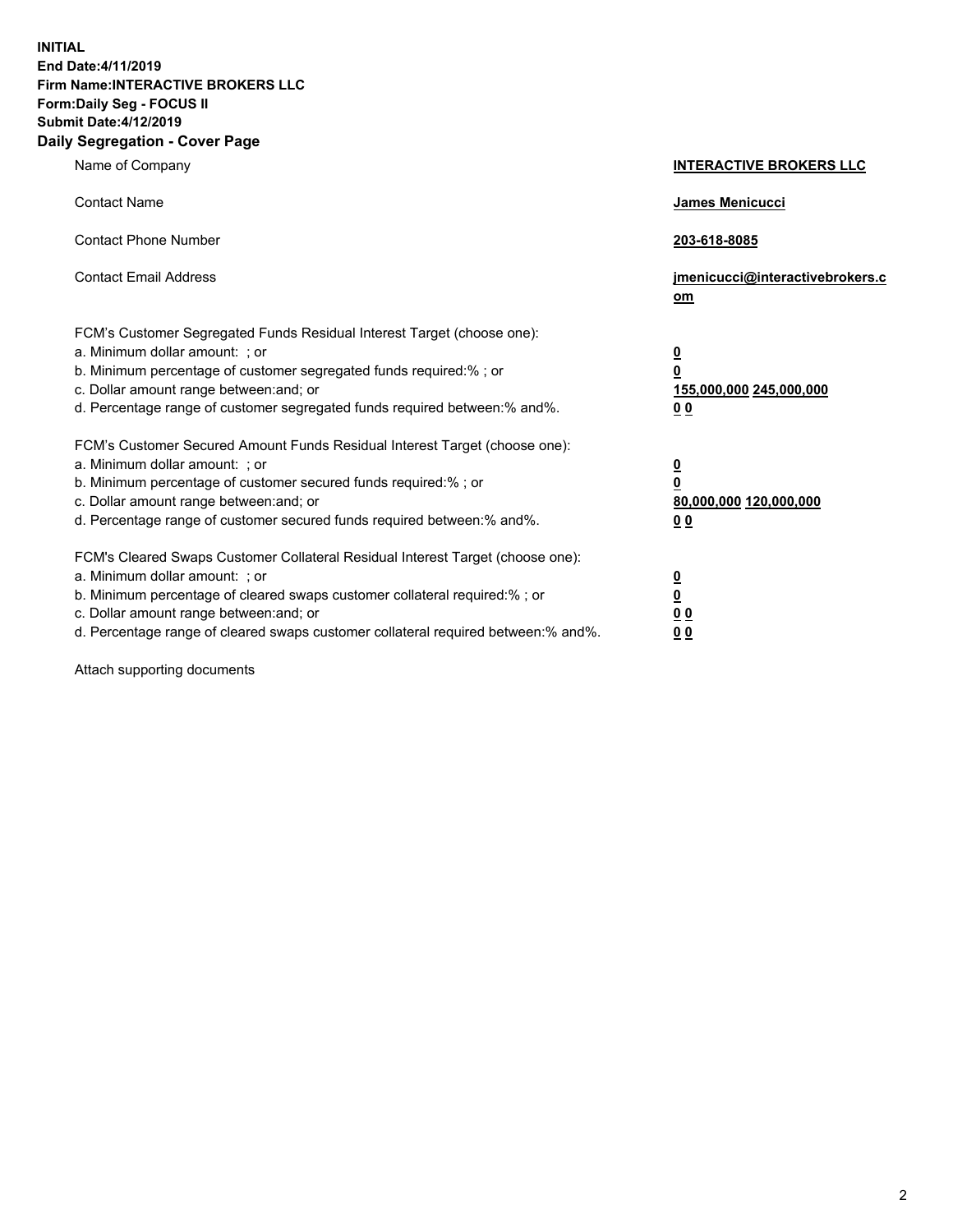**INITIAL**
**End Date:4/11/2019**
**Firm Name:INTERACTIVE BROKERS LLC**
**Form:Daily Seg - FOCUS II**
**Submit Date:4/12/2019**
**Daily Segregation - Cover Page**

| | |
|---|---|
| Name of Company | **INTERACTIVE BROKERS LLC** |
| Contact Name | **James Menicucci** |
| Contact Phone Number | **203-618-8085** |
| Contact Email Address | **jmenicucci@interactivebrokers.com** |
| FCM's Customer Segregated Funds Residual Interest Target (choose one): | |
| a. Minimum dollar amount: ; or | **0** |
| b. Minimum percentage of customer segregated funds required:% ; or | **0** |
| c. Dollar amount range between:and; or | **155,000,000 245,000,000** |
| d. Percentage range of customer segregated funds required between:% and%. | **0 0** |
| FCM's Customer Secured Amount Funds Residual Interest Target (choose one): | |
| a. Minimum dollar amount: ; or | **0** |
| b. Minimum percentage of customer secured funds required:% ; or | **0** |
| c. Dollar amount range between:and; or | **80,000,000 120,000,000** |
| d. Percentage range of customer secured funds required between:% and%. | **0 0** |
| FCM's Cleared Swaps Customer Collateral Residual Interest Target (choose one): | |
| a. Minimum dollar amount: ; or | **0** |
| b. Minimum percentage of cleared swaps customer collateral required:% ; or | **0** |
| c. Dollar amount range between:and; or | **0 0** |
| d. Percentage range of cleared swaps customer collateral required between:% and%. | **0 0** |

Attach supporting documents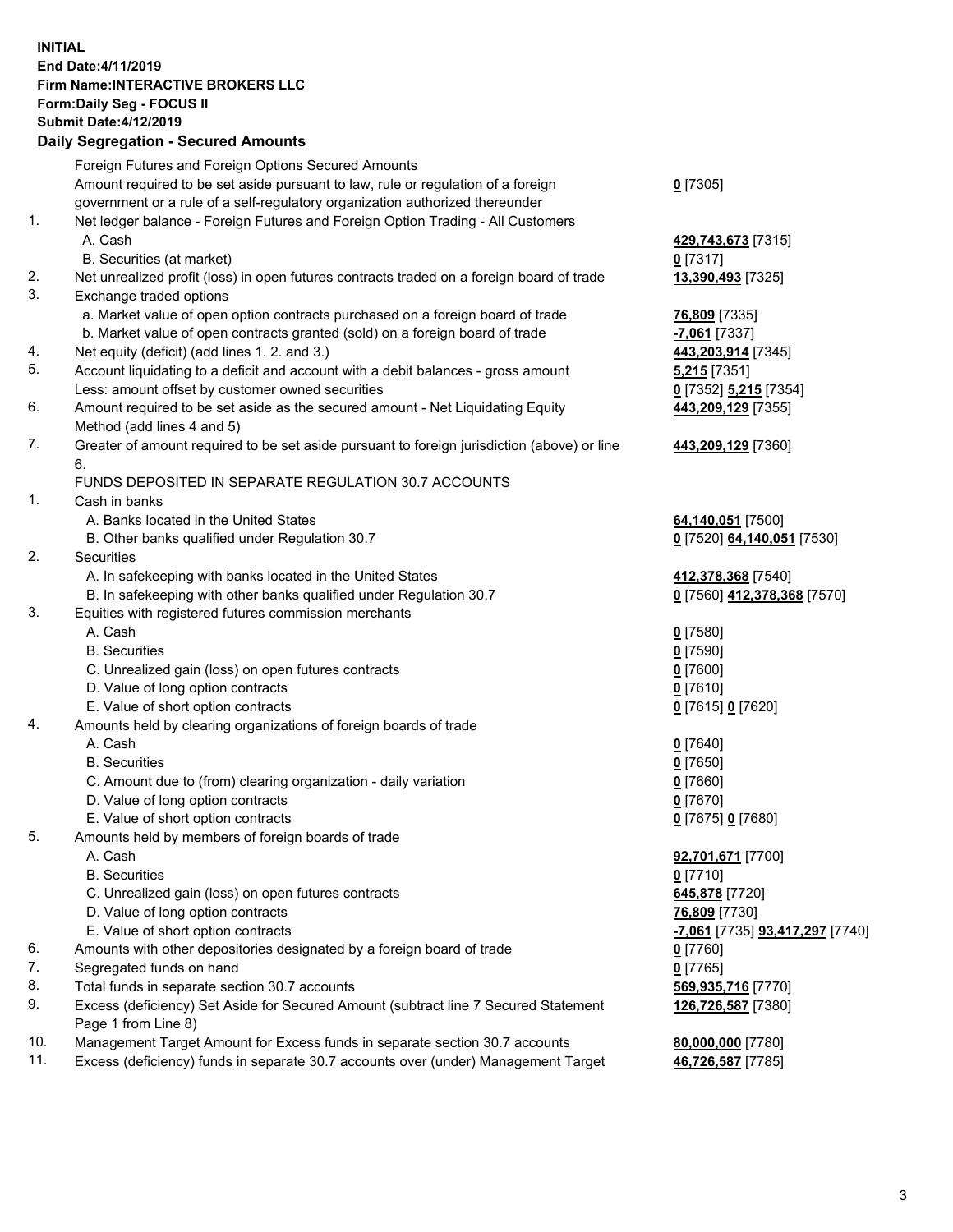**INITIAL**
**End Date:4/11/2019**
**Firm Name:INTERACTIVE BROKERS LLC**
**Form:Daily Seg - FOCUS II**
**Submit Date:4/12/2019**

**Daily Segregation - Secured Amounts**

| | | |
|---|---|---|
| | Foreign Futures and Foreign Options Secured Amounts | |
| | Amount required to be set aside pursuant to law, rule or regulation of a foreign government or a rule of a self-regulatory organization authorized thereunder | **0** [7305] |
| 1. | Net ledger balance - Foreign Futures and Foreign Option Trading - All Customers | |
| | A. Cash | **429,743,673** [7315] |
| | B. Securities (at market) | **0** [7317] |
| 2. | Net unrealized profit (loss) in open futures contracts traded on a foreign board of trade | **13,390,493** [7325] |
| 3. | Exchange traded options | |
| | a. Market value of open option contracts purchased on a foreign board of trade | **76,809** [7335] |
| | b. Market value of open contracts granted (sold) on a foreign board of trade | **-7,061** [7337] |
| 4. | Net equity (deficit) (add lines 1. 2. and 3.) | **443,203,914** [7345] |
| 5. | Account liquidating to a deficit and account with a debit balances - gross amount | **5,215** [7351] |
| | Less: amount offset by customer owned securities | **0** [7352] **5,215** [7354] |
| 6. | Amount required to be set aside as the secured amount - Net Liquidating Equity Method (add lines 4 and 5) | **443,209,129** [7355] |
| 7. | Greater of amount required to be set aside pursuant to foreign jurisdiction (above) or line 6. | **443,209,129** [7360] |
| | FUNDS DEPOSITED IN SEPARATE REGULATION 30.7 ACCOUNTS | |
| 1. | Cash in banks | |
| | A. Banks located in the United States | **64,140,051** [7500] |
| | B. Other banks qualified under Regulation 30.7 | **0** [7520] **64,140,051** [7530] |
| 2. | Securities | |
| | A. In safekeeping with banks located in the United States | **412,378,368** [7540] |
| | B. In safekeeping with other banks qualified under Regulation 30.7 | **0** [7560] **412,378,368** [7570] |
| 3. | Equities with registered futures commission merchants | |
| | A. Cash | **0** [7580] |
| | B. Securities | **0** [7590] |
| | C. Unrealized gain (loss) on open futures contracts | **0** [7600] |
| | D. Value of long option contracts | **0** [7610] |
| | E. Value of short option contracts | **0** [7615] **0** [7620] |
| 4. | Amounts held by clearing organizations of foreign boards of trade | |
| | A. Cash | **0** [7640] |
| | B. Securities | **0** [7650] |
| | C. Amount due to (from) clearing organization - daily variation | **0** [7660] |
| | D. Value of long option contracts | **0** [7670] |
| | E. Value of short option contracts | **0** [7675] **0** [7680] |
| 5. | Amounts held by members of foreign boards of trade | |
| | A. Cash | **92,701,671** [7700] |
| | B. Securities | **0** [7710] |
| | C. Unrealized gain (loss) on open futures contracts | **645,878** [7720] |
| | D. Value of long option contracts | **76,809** [7730] |
| | E. Value of short option contracts | **-7,061** [7735] **93,417,297** [7740] |
| 6. | Amounts with other depositories designated by a foreign board of trade | **0** [7760] |
| 7. | Segregated funds on hand | **0** [7765] |
| 8. | Total funds in separate section 30.7 accounts | **569,935,716** [7770] |
| 9. | Excess (deficiency) Set Aside for Secured Amount (subtract line 7 Secured Statement Page 1 from Line 8) | **126,726,587** [7380] |
| 10. | Management Target Amount for Excess funds in separate section 30.7 accounts | **80,000,000** [7780] |
| 11. | Excess (deficiency) funds in separate 30.7 accounts over (under) Management Target | **46,726,587** [7785] |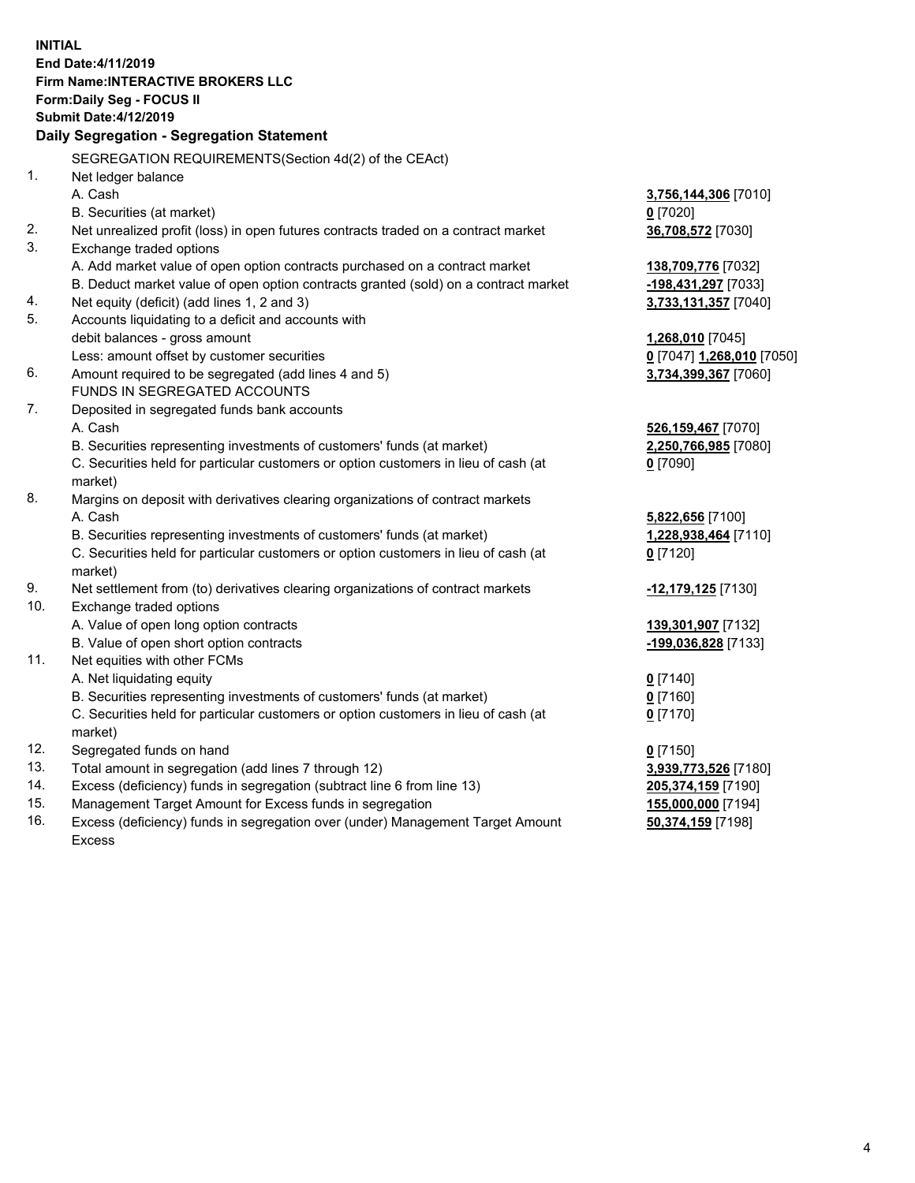**INITIAL**
**End Date:4/11/2019**
**Firm Name:INTERACTIVE BROKERS LLC**
**Form:Daily Seg - FOCUS II**
**Submit Date:4/12/2019**

**Daily Segregation - Segregation Statement**

SEGREGATION REQUIREMENTS(Section 4d(2) of the CEAct)

| | | |
|---|---|---|
| 1. | Net ledger balance | |
| | A. Cash | **3,756,144,306** [7010] |
| | B. Securities (at market) | **0** [7020] |
| 2. | Net unrealized profit (loss) in open futures contracts traded on a contract market | **36,708,572** [7030] |
| 3. | Exchange traded options | |
| | A. Add market value of open option contracts purchased on a contract market | **138,709,776** [7032] |
| | B. Deduct market value of open option contracts granted (sold) on a contract market | **-198,431,297** [7033] |
| 4. | Net equity (deficit) (add lines 1, 2 and 3) | **3,733,131,357** [7040] |
| 5. | Accounts liquidating to a deficit and accounts with debit balances - gross amount | **1,268,010** [7045] |
| | Less: amount offset by customer securities | **0** [7047] **1,268,010** [7050] |
| 6. | Amount required to be segregated (add lines 4 and 5) | **3,734,399,367** [7060] |
| | FUNDS IN SEGREGATED ACCOUNTS | |
| 7. | Deposited in segregated funds bank accounts | |
| | A. Cash | **526,159,467** [7070] |
| | B. Securities representing investments of customers' funds (at market) | **2,250,766,985** [7080] |
| | C. Securities held for particular customers or option customers in lieu of cash (at market) | **0** [7090] |
| 8. | Margins on deposit with derivatives clearing organizations of contract markets | |
| | A. Cash | **5,822,656** [7100] |
| | B. Securities representing investments of customers' funds (at market) | **1,228,938,464** [7110] |
| | C. Securities held for particular customers or option customers in lieu of cash (at market) | **0** [7120] |
| 9. | Net settlement from (to) derivatives clearing organizations of contract markets | **-12,179,125** [7130] |
| 10. | Exchange traded options | |
| | A. Value of open long option contracts | **139,301,907** [7132] |
| | B. Value of open short option contracts | **-199,036,828** [7133] |
| 11. | Net equities with other FCMs | |
| | A. Net liquidating equity | **0** [7140] |
| | B. Securities representing investments of customers' funds (at market) | **0** [7160] |
| | C. Securities held for particular customers or option customers in lieu of cash (at market) | **0** [7170] |
| 12. | Segregated funds on hand | **0** [7150] |
| 13. | Total amount in segregation (add lines 7 through 12) | **3,939,773,526** [7180] |
| 14. | Excess (deficiency) funds in segregation (subtract line 6 from line 13) | **205,374,159** [7190] |
| 15. | Management Target Amount for Excess funds in segregation | **155,000,000** [7194] |
| 16. | Excess (deficiency) funds in segregation over (under) Management Target Amount Excess | **50,374,159** [7198] |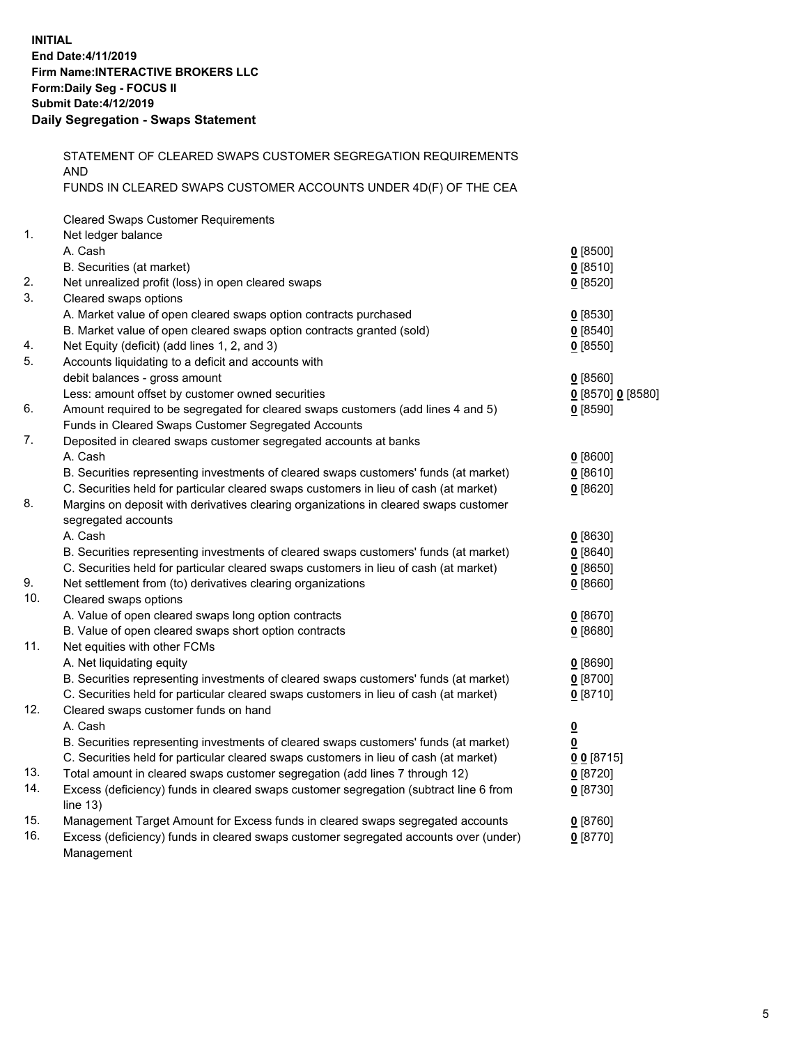**INITIAL**
**End Date:4/11/2019**
**Firm Name:INTERACTIVE BROKERS LLC**
**Form:Daily Seg - FOCUS II**
**Submit Date:4/12/2019**
**Daily Segregation - Swaps Statement**

STATEMENT OF CLEARED SWAPS CUSTOMER SEGREGATION REQUIREMENTS AND FUNDS IN CLEARED SWAPS CUSTOMER ACCOUNTS UNDER 4D(F) OF THE CEA

| | | |
|---|---|---|
| | Cleared Swaps Customer Requirements | |
| 1. | Net ledger balance | |
| | A. Cash | 0 [8500] |
| | B. Securities (at market) | 0 [8510] |
| 2. | Net unrealized profit (loss) in open cleared swaps | 0 [8520] |
| 3. | Cleared swaps options | |
| | A. Market value of open cleared swaps option contracts purchased | 0 [8530] |
| | B. Market value of open cleared swaps option contracts granted (sold) | 0 [8540] |
| 4. | Net Equity (deficit) (add lines 1, 2, and 3) | 0 [8550] |
| 5. | Accounts liquidating to a deficit and accounts with debit balances - gross amount | 0 [8560] |
| | Less: amount offset by customer owned securities | 0 [8570] 0 [8580] |
| 6. | Amount required to be segregated for cleared swaps customers (add lines 4 and 5) | 0 [8590] |
| | Funds in Cleared Swaps Customer Segregated Accounts | |
| 7. | Deposited in cleared swaps customer segregated accounts at banks | |
| | A. Cash | 0 [8600] |
| | B. Securities representing investments of cleared swaps customers' funds (at market) | 0 [8610] |
| | C. Securities held for particular cleared swaps customers in lieu of cash (at market) | 0 [8620] |
| 8. | Margins on deposit with derivatives clearing organizations in cleared swaps customer segregated accounts | |
| | A. Cash | 0 [8630] |
| | B. Securities representing investments of cleared swaps customers' funds (at market) | 0 [8640] |
| | C. Securities held for particular cleared swaps customers in lieu of cash (at market) | 0 [8650] |
| 9. | Net settlement from (to) derivatives clearing organizations | 0 [8660] |
| 10. | Cleared swaps options | |
| | A. Value of open cleared swaps long option contracts | 0 [8670] |
| | B. Value of open cleared swaps short option contracts | 0 [8680] |
| 11. | Net equities with other FCMs | |
| | A. Net liquidating equity | 0 [8690] |
| | B. Securities representing investments of cleared swaps customers' funds (at market) | 0 [8700] |
| | C. Securities held for particular cleared swaps customers in lieu of cash (at market) | 0 [8710] |
| 12. | Cleared swaps customer funds on hand | |
| | A. Cash | 0 |
| | B. Securities representing investments of cleared swaps customers' funds (at market) | 0 |
| | C. Securities held for particular cleared swaps customers in lieu of cash (at market) | 0 0 [8715] |
| 13. | Total amount in cleared swaps customer segregation (add lines 7 through 12) | 0 [8720] |
| 14. | Excess (deficiency) funds in cleared swaps customer segregation (subtract line 6 from line 13) | 0 [8730] |
| 15. | Management Target Amount for Excess funds in cleared swaps segregated accounts | 0 [8760] |
| 16. | Excess (deficiency) funds in cleared swaps customer segregated accounts over (under) Management | 0 [8770] |